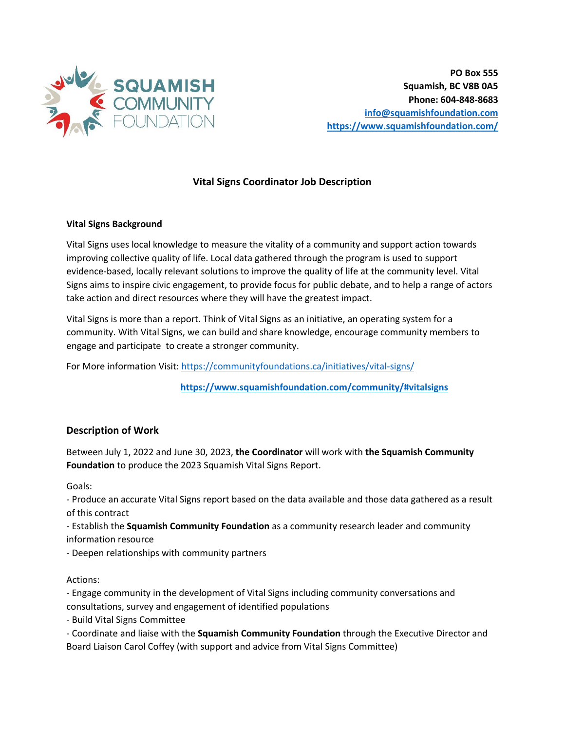SQUAMISH COMMUNITY FOUNDATION

**PO Box 555**
**Squamish, BC V8B 0A5**
**Phone: 604-848-8683**
**info@squamishfoundation.com**
**https://www.squamishfoundation.com/**

# Vital Signs Coordinator Job Description

**Vital Signs Background**

Vital Signs uses local knowledge to measure the vitality of a community and support action towards improving collective quality of life. Local data gathered through the program is used to support evidence-based, locally relevant solutions to improve the quality of life at the community level. Vital Signs aims to inspire civic engagement, to provide focus for public debate, and to help a range of actors take action and direct resources where they will have the greatest impact.

Vital Signs is more than a report. Think of Vital Signs as an initiative, an operating system for a community. With Vital Signs, we can build and share knowledge, encourage community members to engage and participate to create a stronger community.

For More information Visit: https://communityfoundations.ca/initiatives/vital-signs/

**https://www.squamishfoundation.com/community/#vitalsigns**

## Description of Work

Between July 1, 2022 and June 30, 2023, **the Coordinator** will work with **the Squamish Community Foundation** to produce the 2023 Squamish Vital Signs Report.

Goals:

- Produce an accurate Vital Signs report based on the data available and those data gathered as a result of this contract
- Establish the **Squamish Community Foundation** as a community research leader and community information resource
- Deepen relationships with community partners

Actions:

- Engage community in the development of Vital Signs including community conversations and consultations, survey and engagement of identified populations
- Build Vital Signs Committee
- Coordinate and liaise with the **Squamish Community Foundation** through the Executive Director and Board Liaison Carol Coffey (with support and advice from Vital Signs Committee)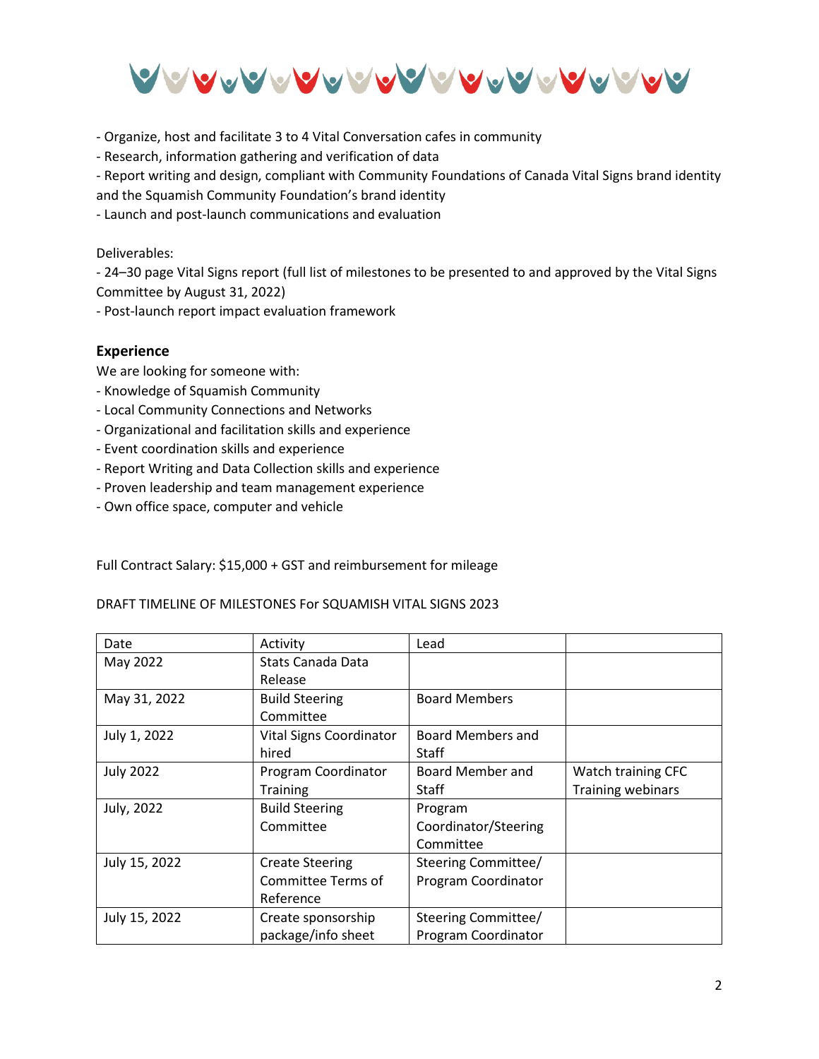- Organize, host and facilitate 3 to 4 Vital Conversation cafes in community
- Research, information gathering and verification of data
- Report writing and design, compliant with Community Foundations of Canada Vital Signs brand identity and the Squamish Community Foundation's brand identity
- Launch and post-launch communications and evaluation

Deliverables:
- 24–30 page Vital Signs report (full list of milestones to be presented to and approved by the Vital Signs Committee by August 31, 2022)
- Post-launch report impact evaluation framework

### Experience

We are looking for someone with:
- Knowledge of Squamish Community
- Local Community Connections and Networks
- Organizational and facilitation skills and experience
- Event coordination skills and experience
- Report Writing and Data Collection skills and experience
- Proven leadership and team management experience
- Own office space, computer and vehicle

Full Contract Salary: $15,000 + GST and reimbursement for mileage

DRAFT TIMELINE OF MILESTONES For SQUAMISH VITAL SIGNS 2023

| Date | Activity | Lead | |
|---|---|---|---|
| May 2022 | Stats Canada Data Release | | |
| May 31, 2022 | Build Steering Committee | Board Members | |
| July 1, 2022 | Vital Signs Coordinator hired | Board Members and Staff | |
| July 2022 | Program Coordinator Training | Board Member and Staff | Watch training CFC Training webinars |
| July, 2022 | Build Steering Committee | Program Coordinator/Steering Committee | |
| July 15, 2022 | Create Steering Committee Terms of Reference | Steering Committee/ Program Coordinator | |
| July 15, 2022 | Create sponsorship package/info sheet | Steering Committee/ Program Coordinator | |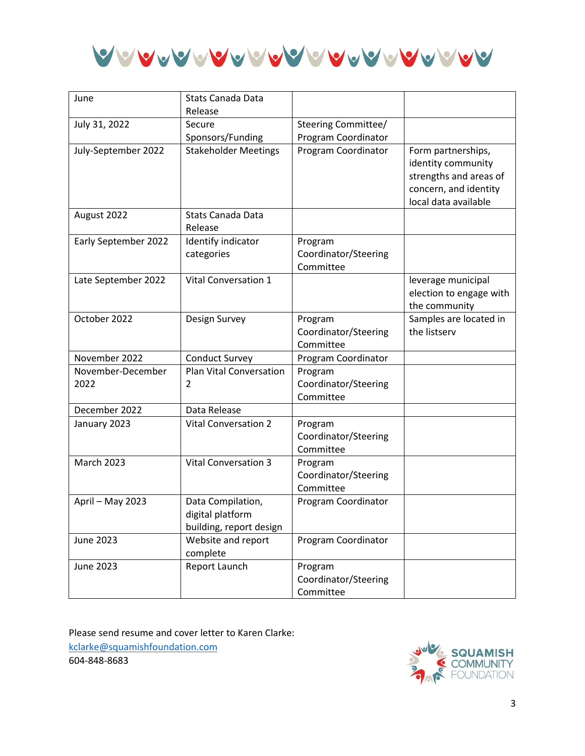| | | | |
|---|---|---|---|
| June | Stats Canada Data Release | | |
| July 31, 2022 | Secure Sponsors/Funding | Steering Committee/ Program Coordinator | |
| July-September 2022 | Stakeholder Meetings | Program Coordinator | Form partnerships, identity community strengths and areas of concern, and identity local data available |
| August 2022 | Stats Canada Data Release | | |
| Early September 2022 | Identify indicator categories | Program Coordinator/Steering Committee | |
| Late September 2022 | Vital Conversation 1 | | leverage municipal election to engage with the community |
| October 2022 | Design Survey | Program Coordinator/Steering Committee | Samples are located in the listserv |
| November 2022 | Conduct Survey | Program Coordinator | |
| November-December 2022 | Plan Vital Conversation 2 | Program Coordinator/Steering Committee | |
| December 2022 | Data Release | | |
| January 2023 | Vital Conversation 2 | Program Coordinator/Steering Committee | |
| March 2023 | Vital Conversation 3 | Program Coordinator/Steering Committee | |
| April – May 2023 | Data Compilation, digital platform building, report design | Program Coordinator | |
| June 2023 | Website and report complete | Program Coordinator | |
| June 2023 | Report Launch | Program Coordinator/Steering Committee | |

Please send resume and cover letter to Karen Clarke:
kclarke@squamishfoundation.com
604-848-8683

SQUAMISH COMMUNITY FOUNDATION